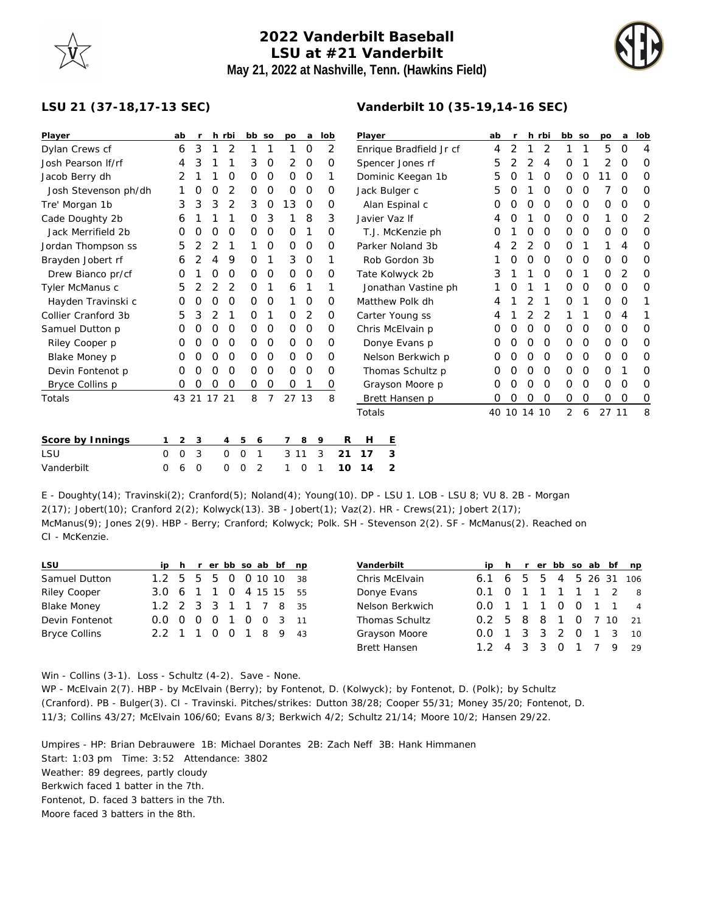# 2022 Vanderbilt Baseball

## LSU at #21 Vanderbilt

**May 21, 2022 at Nashville, Tenn. (Hawkins Field)**

### LSU 21 (37-18,17-13 SEC)

| Player | ab | r | h | rbi | bb | so | po | a | lob |
|---|---|---|---|---|---|---|---|---|---|
| Dylan Crews cf | 6 | 3 | 1 | 2 | 1 | 1 | 1 | 0 | 2 |
| Josh Pearson lf/rf | 4 | 3 | 1 | 1 | 3 | 0 | 2 | 0 | 0 |
| Jacob Berry dh | 2 | 1 | 1 | 0 | 0 | 0 | 0 | 0 | 1 |
| Josh Stevenson ph/dh | 1 | 0 | 0 | 2 | 0 | 0 | 0 | 0 | 0 |
| Tre' Morgan 1b | 3 | 3 | 3 | 2 | 3 | 0 | 13 | 0 | 0 |
| Cade Doughty 2b | 6 | 1 | 1 | 1 | 0 | 3 | 1 | 8 | 3 |
| Jack Merrifield 2b | 0 | 0 | 0 | 0 | 0 | 0 | 0 | 1 | 0 |
| Jordan Thompson ss | 5 | 2 | 2 | 1 | 1 | 0 | 0 | 0 | 0 |
| Brayden Jobert rf | 6 | 2 | 4 | 9 | 0 | 1 | 3 | 0 | 1 |
| Drew Bianco pr/cf | 0 | 1 | 0 | 0 | 0 | 0 | 0 | 0 | 0 |
| Tyler McManus c | 5 | 2 | 2 | 2 | 0 | 1 | 6 | 1 | 1 |
| Hayden Travinski c | 0 | 0 | 0 | 0 | 0 | 0 | 1 | 0 | 0 |
| Collier Cranford 3b | 5 | 3 | 2 | 1 | 0 | 1 | 0 | 2 | 0 |
| Samuel Dutton p | 0 | 0 | 0 | 0 | 0 | 0 | 0 | 0 | 0 |
| Riley Cooper p | 0 | 0 | 0 | 0 | 0 | 0 | 0 | 0 | 0 |
| Blake Money p | 0 | 0 | 0 | 0 | 0 | 0 | 0 | 0 | 0 |
| Devin Fontenot p | 0 | 0 | 0 | 0 | 0 | 0 | 0 | 0 | 0 |
| Bryce Collins p | 0 | 0 | 0 | 0 | 0 | 0 | 0 | 1 | 0 |
| Totals | 43 | 21 | 17 | 21 | 8 | 7 | 27 | 13 | 8 |

### Vanderbilt 10 (35-19,14-16 SEC)

| Player | ab | r | h | rbi | bb | so | po | a | lob |
|---|---|---|---|---|---|---|---|---|---|
| Enrique Bradfield Jr cf | 4 | 2 | 1 | 2 | 1 | 1 | 5 | 0 | 4 |
| Spencer Jones rf | 5 | 2 | 2 | 4 | 0 | 1 | 2 | 0 | 0 |
| Dominic Keegan 1b | 5 | 0 | 1 | 0 | 0 | 0 | 11 | 0 | 0 |
| Jack Bulger c | 5 | 0 | 1 | 0 | 0 | 0 | 7 | 0 | 0 |
| Alan Espinal c | 0 | 0 | 0 | 0 | 0 | 0 | 0 | 0 | 0 |
| Javier Vaz lf | 4 | 0 | 1 | 0 | 0 | 0 | 1 | 0 | 2 |
| T.J. McKenzie ph | 0 | 1 | 0 | 0 | 0 | 0 | 0 | 0 | 0 |
| Parker Noland 3b | 4 | 2 | 2 | 0 | 0 | 1 | 1 | 4 | 0 |
| Rob Gordon 3b | 1 | 0 | 0 | 0 | 0 | 0 | 0 | 0 | 0 |
| Tate Kolwyck 2b | 3 | 1 | 1 | 0 | 0 | 1 | 0 | 2 | 0 |
| Jonathan Vastine ph | 1 | 0 | 1 | 1 | 0 | 0 | 0 | 0 | 0 |
| Matthew Polk dh | 4 | 1 | 2 | 1 | 0 | 1 | 0 | 0 | 1 |
| Carter Young ss | 4 | 1 | 2 | 2 | 1 | 1 | 0 | 4 | 1 |
| Chris McElvain p | 0 | 0 | 0 | 0 | 0 | 0 | 0 | 0 | 0 |
| Donye Evans p | 0 | 0 | 0 | 0 | 0 | 0 | 0 | 0 | 0 |
| Nelson Berkwich p | 0 | 0 | 0 | 0 | 0 | 0 | 0 | 0 | 0 |
| Thomas Schultz p | 0 | 0 | 0 | 0 | 0 | 0 | 0 | 1 | 0 |
| Grayson Moore p | 0 | 0 | 0 | 0 | 0 | 0 | 0 | 0 | 0 |
| Brett Hansen p | 0 | 0 | 0 | 0 | 0 | 0 | 0 | 0 | 0 |
| Totals | 40 | 10 | 14 | 10 | 2 | 6 | 27 | 11 | 8 |

| Score by Innings | 1 | 2 | 3 | 4 | 5 | 6 | 7 | 8 | 9 | R | H | E |
|---|---|---|---|---|---|---|---|---|---|---|---|---|
| LSU | 0 | 0 | 3 | 0 | 0 | 1 | 3 | 11 | 3 | 21 | 17 | 3 |
| Vanderbilt | 0 | 6 | 0 | 0 | 0 | 2 | 1 | 0 | 1 | 10 | 14 | 2 |

E - Doughty(14); Travinski(2); Cranford(5); Noland(4); Young(10). DP - LSU 1. LOB - LSU 8; VU 8. 2B - Morgan 2(17); Jobert(10); Cranford 2(2); Kolwyck(13). 3B - Jobert(1); Vaz(2). HR - Crews(21); Jobert 2(17); McManus(9); Jones 2(9). HBP - Berry; Cranford; Kolwyck; Polk. SH - Stevenson 2(2). SF - McManus(2). Reached on CI - McKenzie.

| LSU | ip | h | r | er | bb | so | ab | bf | np |
|---|---|---|---|---|---|---|---|---|---|
| Samuel Dutton | 1.2 | 5 | 5 | 5 | 0 | 0 | 10 | 10 | 38 |
| Riley Cooper | 3.0 | 6 | 1 | 1 | 0 | 4 | 15 | 15 | 55 |
| Blake Money | 1.2 | 2 | 3 | 3 | 1 | 1 | 7 | 8 | 35 |
| Devin Fontenot | 0.0 | 0 | 0 | 0 | 1 | 0 | 0 | 3 | 11 |
| Bryce Collins | 2.2 | 1 | 1 | 0 | 0 | 1 | 8 | 9 | 43 |

| Vanderbilt | ip | h | r | er | bb | so | ab | bf | np |
|---|---|---|---|---|---|---|---|---|---|
| Chris McElvain | 6.1 | 6 | 5 | 5 | 4 | 5 | 26 | 31 | 106 |
| Donye Evans | 0.1 | 0 | 1 | 1 | 1 | 1 | 1 | 2 | 8 |
| Nelson Berkwich | 0.0 | 1 | 1 | 1 | 0 | 0 | 1 | 1 | 4 |
| Thomas Schultz | 0.2 | 5 | 8 | 8 | 1 | 0 | 7 | 10 | 21 |
| Grayson Moore | 0.0 | 1 | 3 | 3 | 2 | 0 | 1 | 3 | 10 |
| Brett Hansen | 1.2 | 4 | 3 | 3 | 0 | 1 | 7 | 9 | 29 |

Win - Collins (3-1). Loss - Schultz (4-2). Save - None.
WP - McElvain 2(7). HBP - by McElvain (Berry); by Fontenot, D. (Kolwyck); by Fontenot, D. (Polk); by Schultz (Cranford). PB - Bulger(3). CI - Travinski. Pitches/strikes: Dutton 38/28; Cooper 55/31; Money 35/20; Fontenot, D. 11/3; Collins 43/27; McElvain 106/60; Evans 8/3; Berkwich 4/2; Schultz 21/14; Moore 10/2; Hansen 29/22.

Umpires - HP: Brian Debrauwere 1B: Michael Dorantes 2B: Zach Neff 3B: Hank Himmanen
Start: 1:03 pm Time: 3:52 Attendance: 3802
Weather: 89 degrees, partly cloudy
Berkwich faced 1 batter in the 7th.
Fontenot, D. faced 3 batters in the 7th.
Moore faced 3 batters in the 8th.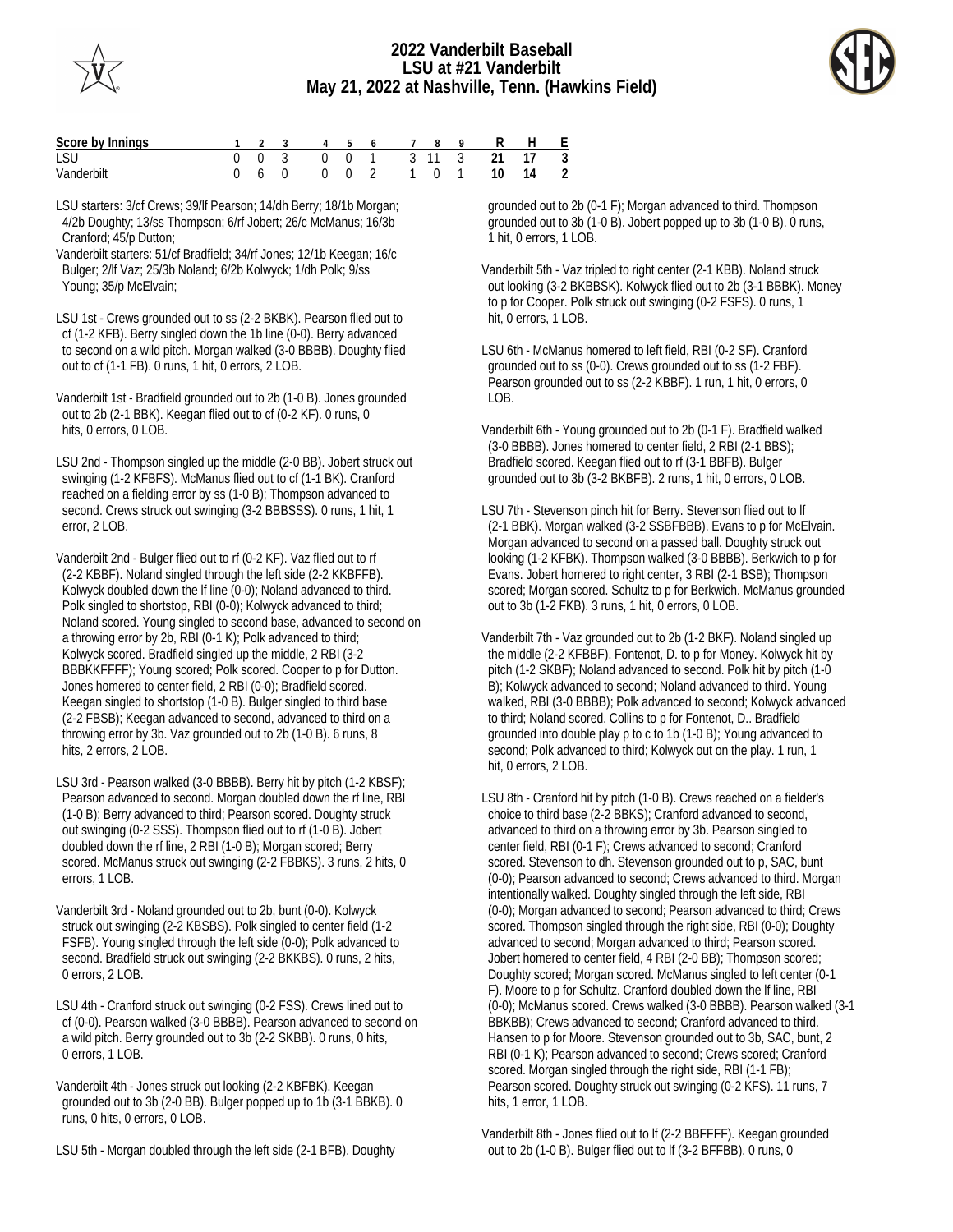# 2022 Vanderbilt Baseball
## LSU at #21 Vanderbilt
## May 21, 2022 at Nashville, Tenn. (Hawkins Field)

| Score by Innings | 1 | 2 | 3 | 4 | 5 | 6 | 7 | 8 | 9 | R | H | E |
|---|---|---|---|---|---|---|---|---|---|---|---|---|
| LSU | 0 | 0 | 3 | 0 | 0 | 1 | 3 | 11 | 3 | **21** | **17** | **3** |
| Vanderbilt | 0 | 6 | 0 | 0 | 0 | 2 | 1 | 0 | 1 | **10** | **14** | **2** |

LSU starters: 3/cf Crews; 39/lf Pearson; 14/dh Berry; 18/1b Morgan; 4/2b Doughty; 13/ss Thompson; 6/rf Jobert; 26/c McManus; 16/3b Cranford; 45/p Dutton;

Vanderbilt starters: 51/cf Bradfield; 34/rf Jones; 12/1b Keegan; 16/c Bulger; 2/lf Vaz; 25/3b Noland; 6/2b Kolwyck; 1/dh Polk; 9/ss Young; 35/p McElvain;

LSU 1st - Crews grounded out to ss (2-2 BKBK). Pearson flied out to cf (1-2 KFB). Berry singled down the 1b line (0-0). Berry advanced to second on a wild pitch. Morgan walked (3-0 BBBB). Doughty flied out to cf (1-1 FB). 0 runs, 1 hit, 0 errors, 2 LOB.

Vanderbilt 1st - Bradfield grounded out to 2b (1-0 B). Jones grounded out to 2b (2-1 BBK). Keegan flied out to cf (0-2 KF). 0 runs, 0 hits, 0 errors, 0 LOB.

LSU 2nd - Thompson singled up the middle (2-0 BB). Jobert struck out swinging (1-2 KFBFS). McManus flied out to cf (1-1 BK). Cranford reached on a fielding error by ss (1-0 B); Thompson advanced to second. Crews struck out swinging (3-2 BBBSSS). 0 runs, 1 hit, 1 error, 2 LOB.

Vanderbilt 2nd - Bulger flied out to rf (0-2 KF). Vaz flied out to rf (2-2 KBBF). Noland singled through the left side (2-2 KKBFFB). Kolwyck doubled down the lf line (0-0); Noland advanced to third. Polk singled to shortstop, RBI (0-0); Kolwyck advanced to third; Noland scored. Young singled to second base, advanced to second on a throwing error by 2b, RBI (0-1 K); Polk advanced to third; Kolwyck scored. Bradfield singled up the middle, 2 RBI (3-2 BBBKKFFFF); Young scored; Polk scored. Cooper to p for Dutton. Jones homered to center field, 2 RBI (0-0); Bradfield scored. Keegan singled to shortstop (1-0 B). Bulger singled to third base (2-2 FBSB); Keegan advanced to second, advanced to third on a throwing error by 3b. Vaz grounded out to 2b (1-0 B). 6 runs, 8 hits, 2 errors, 2 LOB.

LSU 3rd - Pearson walked (3-0 BBBB). Berry hit by pitch (1-2 KBSF); Pearson advanced to second. Morgan doubled down the rf line, RBI (1-0 B); Berry advanced to third; Pearson scored. Doughty struck out swinging (0-2 SSS). Thompson flied out to rf (1-0 B). Jobert doubled down the rf line, 2 RBI (1-0 B); Morgan scored; Berry scored. McManus struck out swinging (2-2 FBBKS). 3 runs, 2 hits, 0 errors, 1 LOB.

Vanderbilt 3rd - Noland grounded out to 2b, bunt (0-0). Kolwyck struck out swinging (2-2 KBSBS). Polk singled to center field (1-2 FSFB). Young singled through the left side (0-0); Polk advanced to second. Bradfield struck out swinging (2-2 BKKBS). 0 runs, 2 hits, 0 errors, 2 LOB.

LSU 4th - Cranford struck out swinging (0-2 FSS). Crews lined out to cf (0-0). Pearson walked (3-0 BBBB). Pearson advanced to second on a wild pitch. Berry grounded out to 3b (2-2 SKBB). 0 runs, 0 hits, 0 errors, 1 LOB.

Vanderbilt 4th - Jones struck out looking (2-2 KBFBK). Keegan grounded out to 3b (2-0 BB). Bulger popped up to 1b (3-1 BBKB). 0 runs, 0 hits, 0 errors, 0 LOB.

LSU 5th - Morgan doubled through the left side (2-1 BFB). Doughty grounded out to 2b (0-1 F); Morgan advanced to third. Thompson grounded out to 3b (1-0 B). Jobert popped up to 3b (1-0 B). 0 runs, 1 hit, 0 errors, 1 LOB.

Vanderbilt 5th - Vaz tripled to right center (2-1 KBB). Noland struck out looking (3-2 BKBBSK). Kolwyck flied out to 2b (3-1 BBBK). Money to p for Cooper. Polk struck out swinging (0-2 FSFS). 0 runs, 1 hit, 0 errors, 1 LOB.

LSU 6th - McManus homered to left field, RBI (0-2 SF). Cranford grounded out to ss (0-0). Crews grounded out to ss (1-2 FBF). Pearson grounded out to ss (2-2 KBBF). 1 run, 1 hit, 0 errors, 0 LOB.

Vanderbilt 6th - Young grounded out to 2b (0-1 F). Bradfield walked (3-0 BBBB). Jones homered to center field, 2 RBI (2-1 BBS); Bradfield scored. Keegan flied out to rf (3-1 BBFB). Bulger grounded out to 3b (3-2 BKBFB). 2 runs, 1 hit, 0 errors, 0 LOB.

LSU 7th - Stevenson pinch hit for Berry. Stevenson flied out to lf (2-1 BBK). Morgan walked (3-2 SSBFBBB). Evans to p for McElvain. Morgan advanced to second on a passed ball. Doughty struck out looking (1-2 KFBK). Thompson walked (3-0 BBBB). Berkwich to p for Evans. Jobert homered to right center, 3 RBI (2-1 BSB); Thompson scored; Morgan scored. Schultz to p for Berkwich. McManus grounded out to 3b (1-2 FKB). 3 runs, 1 hit, 0 errors, 0 LOB.

Vanderbilt 7th - Vaz grounded out to 2b (1-2 BKF). Noland singled up the middle (2-2 KFBBF). Fontenot, D. to p for Money. Kolwyck hit by pitch (1-2 SKBF); Noland advanced to second. Polk hit by pitch (1-0 B); Kolwyck advanced to second; Noland advanced to third. Young walked, RBI (3-0 BBBB); Polk advanced to second; Kolwyck advanced to third; Noland scored. Collins to p for Fontenot, D.. Bradfield grounded into double play p to c to 1b (1-0 B); Young advanced to second; Polk advanced to third; Kolwyck out on the play. 1 run, 1 hit, 0 errors, 2 LOB.

LSU 8th - Cranford hit by pitch (1-0 B). Crews reached on a fielder's choice to third base (2-2 BBKS); Cranford advanced to second, advanced to third on a throwing error by 3b. Pearson singled to center field, RBI (0-1 F); Crews advanced to second; Cranford scored. Stevenson to dh. Stevenson grounded out to p, SAC, bunt (0-0); Pearson advanced to second; Crews advanced to third. Morgan intentionally walked. Doughty singled through the left side, RBI (0-0); Morgan advanced to second; Pearson advanced to third; Crews scored. Thompson singled through the right side, RBI (0-0); Doughty advanced to second; Morgan advanced to third; Pearson scored. Jobert homered to center field, 4 RBI (2-0 BB); Thompson scored; Doughty scored; Morgan scored. McManus singled to left center (0-1 F). Moore to p for Schultz. Cranford doubled down the lf line, RBI (0-0); McManus scored. Crews walked (3-0 BBBB). Pearson walked (3-1 BBKBB); Crews advanced to second; Cranford advanced to third. Hansen to p for Moore. Stevenson grounded out to 3b, SAC, bunt, 2 RBI (0-1 K); Pearson advanced to second; Crews scored; Cranford scored. Morgan singled through the right side, RBI (1-1 FB); Pearson scored. Doughty struck out swinging (0-2 KFS). 11 runs, 7 hits, 1 error, 1 LOB.

Vanderbilt 8th - Jones flied out to lf (2-2 BBFFFF). Keegan grounded out to 2b (1-0 B). Bulger flied out to lf (3-2 BFFBB). 0 runs, 0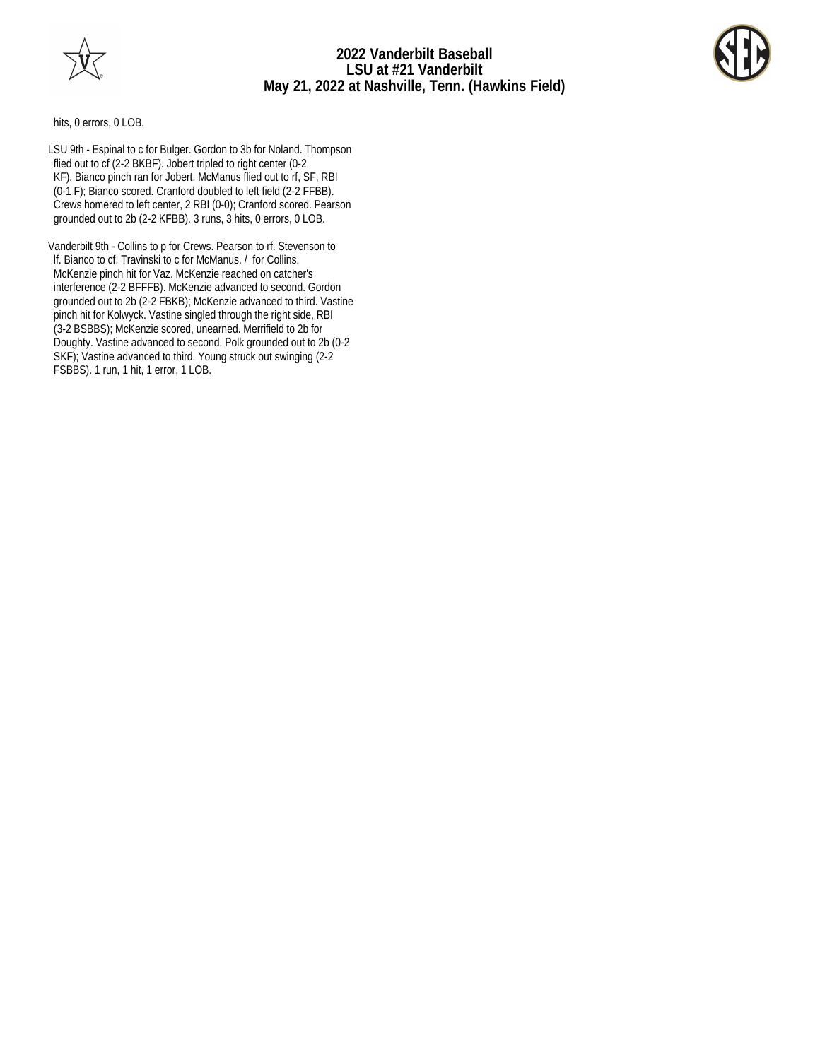hits, 0 errors, 0 LOB.

LSU 9th - Espinal to c for Bulger. Gordon to 3b for Noland. Thompson flied out to cf (2-2 BKBF). Jobert tripled to right center (0-2 KF). Bianco pinch ran for Jobert. McManus flied out to rf, SF, RBI (0-1 F); Bianco scored. Cranford doubled to left field (2-2 FFBB). Crews homered to left center, 2 RBI (0-0); Cranford scored. Pearson grounded out to 2b (2-2 KFBB). 3 runs, 3 hits, 0 errors, 0 LOB.

Vanderbilt 9th - Collins to p for Crews. Pearson to rf. Stevenson to lf. Bianco to cf. Travinski to c for McManus. /  for Collins. McKenzie pinch hit for Vaz. McKenzie reached on catcher's interference (2-2 BFFFB). McKenzie advanced to second. Gordon grounded out to 2b (2-2 FBKB); McKenzie advanced to third. Vastine pinch hit for Kolwyck. Vastine singled through the right side, RBI (3-2 BSBBS); McKenzie scored, unearned. Merrifield to 2b for Doughty. Vastine advanced to second. Polk grounded out to 2b (0-2 SKF); Vastine advanced to third. Young struck out swinging (2-2 FSBBS). 1 run, 1 hit, 1 error, 1 LOB.